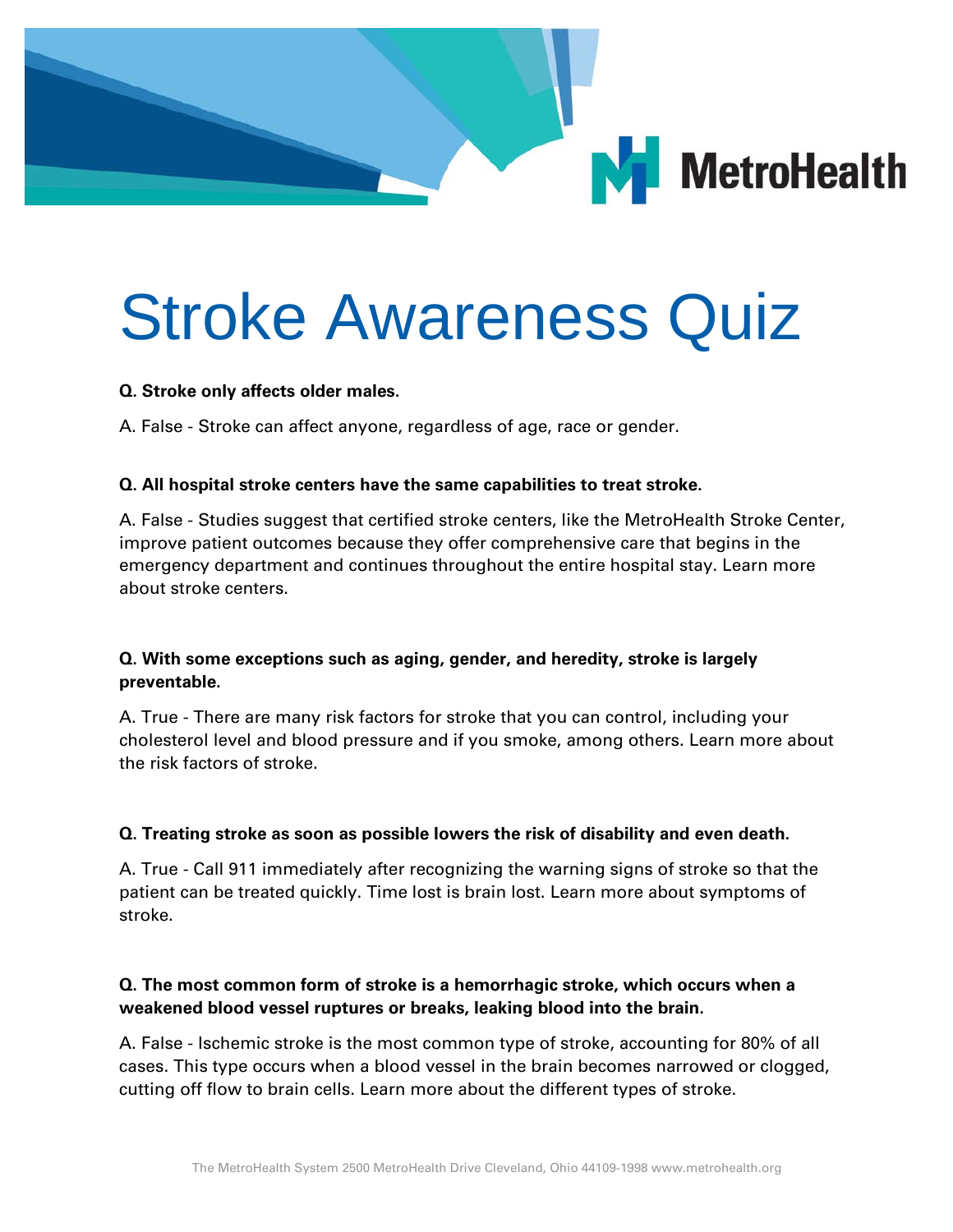# Stroke Awareness Quiz

**Q. Stroke only affects older males.**

A. False - Stroke can affect anyone, regardless of age, race or gender.

**Q. All hospital stroke centers have the same capabilities to treat stroke.**

A. False - Studies suggest that certified stroke centers, like the MetroHealth Stroke Center, improve patient outcomes because they offer comprehensive care that begins in the emergency department and continues throughout the entire hospital stay. Learn more about stroke centers.

**Q. With some exceptions such as aging, gender, and heredity, stroke is largely preventable.**

A. True - There are many risk factors for stroke that you can control, including your cholesterol level and blood pressure and if you smoke, among others. Learn more about the risk factors of stroke.

**Q. Treating stroke as soon as possible lowers the risk of disability and even death.**

A. True - Call 911 immediately after recognizing the warning signs of stroke so that the patient can be treated quickly. Time lost is brain lost. Learn more about symptoms of stroke.

**Q. The most common form of stroke is a hemorrhagic stroke, which occurs when a weakened blood vessel ruptures or breaks, leaking blood into the brain.**

A. False - Ischemic stroke is the most common type of stroke, accounting for 80% of all cases. This type occurs when a blood vessel in the brain becomes narrowed or clogged, cutting off flow to brain cells. Learn more about the different types of stroke.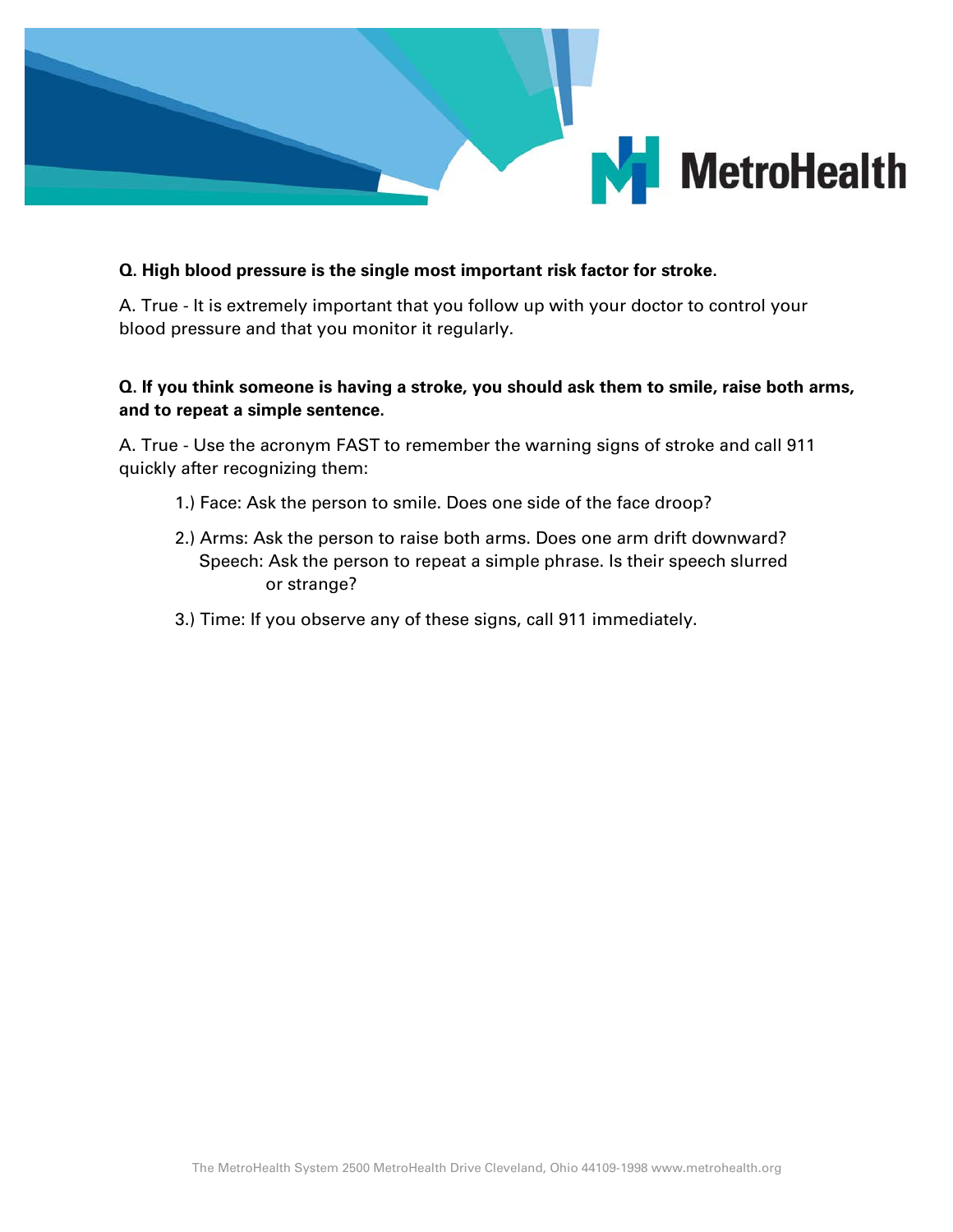**Q. High blood pressure is the single most important risk factor for stroke.**

A. True - It is extremely important that you follow up with your doctor to control your blood pressure and that you monitor it regularly.

**Q. If you think someone is having a stroke, you should ask them to smile, raise both arms, and to repeat a simple sentence.**

A. True - Use the acronym FAST to remember the warning signs of stroke and call 911 quickly after recognizing them:

1.) Face: Ask the person to smile. Does one side of the face droop?

2.) Arms: Ask the person to raise both arms. Does one arm drift downward?
Speech: Ask the person to repeat a simple phrase. Is their speech slurred or strange?

3.) Time: If you observe any of these signs, call 911 immediately.

The MetroHealth System 2500 MetroHealth Drive Cleveland, Ohio 44109-1998 www.metrohealth.org